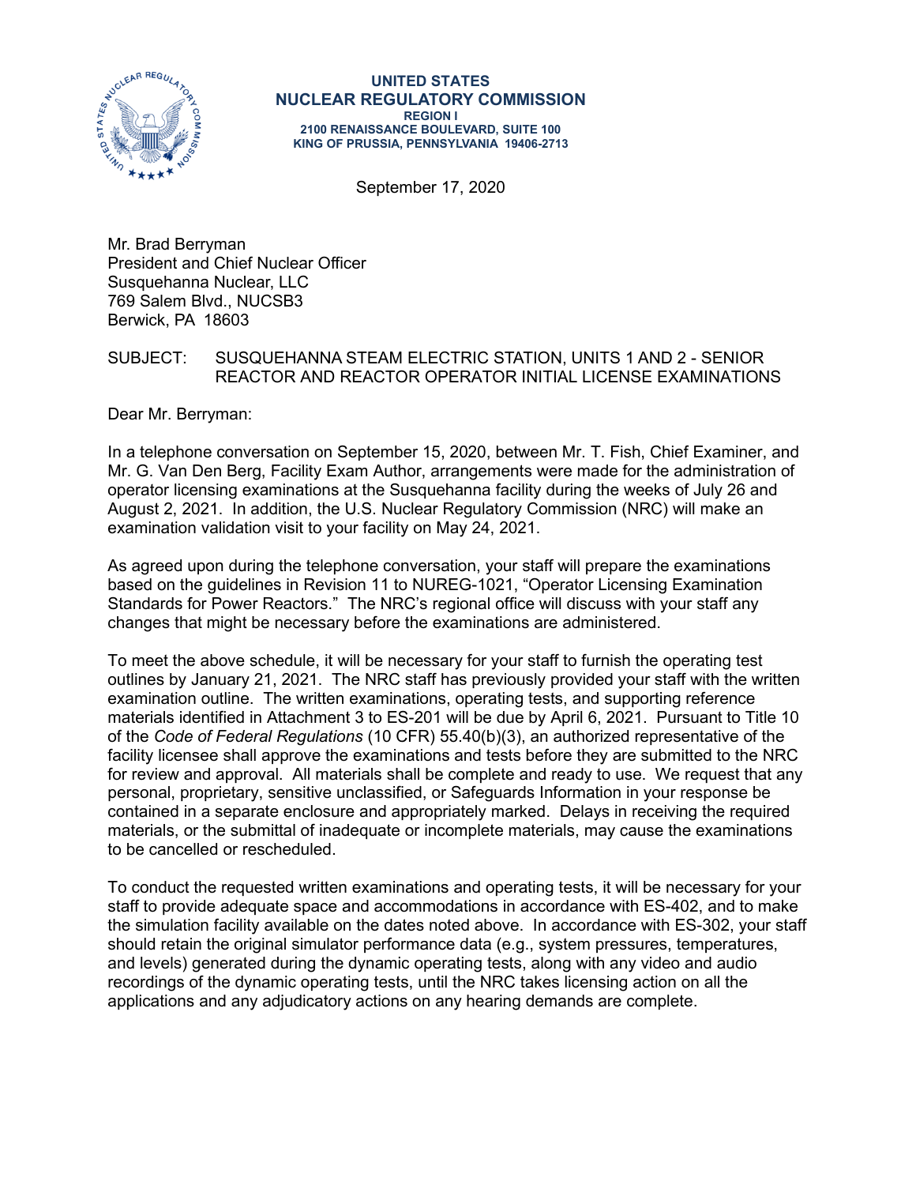**UNITED STATES**
**NUCLEAR REGULATORY COMMISSION**
**REGION I**
**2100 RENAISSANCE BOULEVARD, SUITE 100**
**KING OF PRUSSIA, PENNSYLVANIA 19406-2713**

September 17, 2020

Mr. Brad Berryman
President and Chief Nuclear Officer
Susquehanna Nuclear, LLC
769 Salem Blvd., NUCSB3
Berwick, PA 18603

SUBJECT: SUSQUEHANNA STEAM ELECTRIC STATION, UNITS 1 AND 2 - SENIOR REACTOR AND REACTOR OPERATOR INITIAL LICENSE EXAMINATIONS

Dear Mr. Berryman:

In a telephone conversation on September 15, 2020, between Mr. T. Fish, Chief Examiner, and Mr. G. Van Den Berg, Facility Exam Author, arrangements were made for the administration of operator licensing examinations at the Susquehanna facility during the weeks of July 26 and August 2, 2021. In addition, the U.S. Nuclear Regulatory Commission (NRC) will make an examination validation visit to your facility on May 24, 2021.

As agreed upon during the telephone conversation, your staff will prepare the examinations based on the guidelines in Revision 11 to NUREG-1021, "Operator Licensing Examination Standards for Power Reactors." The NRC's regional office will discuss with your staff any changes that might be necessary before the examinations are administered.

To meet the above schedule, it will be necessary for your staff to furnish the operating test outlines by January 21, 2021. The NRC staff has previously provided your staff with the written examination outline. The written examinations, operating tests, and supporting reference materials identified in Attachment 3 to ES-201 will be due by April 6, 2021. Pursuant to Title 10 of the *Code of Federal Regulations* (10 CFR) 55.40(b)(3), an authorized representative of the facility licensee shall approve the examinations and tests before they are submitted to the NRC for review and approval. All materials shall be complete and ready to use. We request that any personal, proprietary, sensitive unclassified, or Safeguards Information in your response be contained in a separate enclosure and appropriately marked. Delays in receiving the required materials, or the submittal of inadequate or incomplete materials, may cause the examinations to be cancelled or rescheduled.

To conduct the requested written examinations and operating tests, it will be necessary for your staff to provide adequate space and accommodations in accordance with ES-402, and to make the simulation facility available on the dates noted above. In accordance with ES-302, your staff should retain the original simulator performance data (e.g., system pressures, temperatures, and levels) generated during the dynamic operating tests, along with any video and audio recordings of the dynamic operating tests, until the NRC takes licensing action on all the applications and any adjudicatory actions on any hearing demands are complete.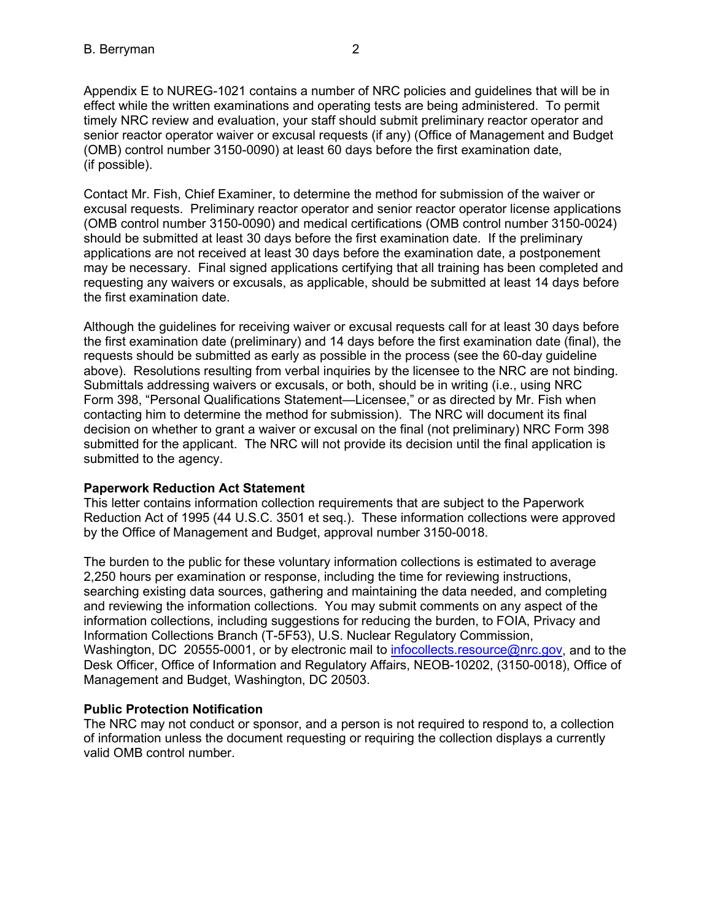Appendix E to NUREG-1021 contains a number of NRC policies and guidelines that will be in effect while the written examinations and operating tests are being administered. To permit timely NRC review and evaluation, your staff should submit preliminary reactor operator and senior reactor operator waiver or excusal requests (if any) (Office of Management and Budget (OMB) control number 3150-0090) at least 60 days before the first examination date, (if possible).

Contact Mr. Fish, Chief Examiner, to determine the method for submission of the waiver or excusal requests. Preliminary reactor operator and senior reactor operator license applications (OMB control number 3150-0090) and medical certifications (OMB control number 3150-0024) should be submitted at least 30 days before the first examination date. If the preliminary applications are not received at least 30 days before the examination date, a postponement may be necessary. Final signed applications certifying that all training has been completed and requesting any waivers or excusals, as applicable, should be submitted at least 14 days before the first examination date.

Although the guidelines for receiving waiver or excusal requests call for at least 30 days before the first examination date (preliminary) and 14 days before the first examination date (final), the requests should be submitted as early as possible in the process (see the 60-day guideline above). Resolutions resulting from verbal inquiries by the licensee to the NRC are not binding. Submittals addressing waivers or excusals, or both, should be in writing (i.e., using NRC Form 398, "Personal Qualifications Statement—Licensee," or as directed by Mr. Fish when contacting him to determine the method for submission). The NRC will document its final decision on whether to grant a waiver or excusal on the final (not preliminary) NRC Form 398 submitted for the applicant. The NRC will not provide its decision until the final application is submitted to the agency.

**Paperwork Reduction Act Statement**
This letter contains information collection requirements that are subject to the Paperwork Reduction Act of 1995 (44 U.S.C. 3501 et seq.). These information collections were approved by the Office of Management and Budget, approval number 3150-0018.

The burden to the public for these voluntary information collections is estimated to average 2,250 hours per examination or response, including the time for reviewing instructions, searching existing data sources, gathering and maintaining the data needed, and completing and reviewing the information collections. You may submit comments on any aspect of the information collections, including suggestions for reducing the burden, to FOIA, Privacy and Information Collections Branch (T-5F53), U.S. Nuclear Regulatory Commission, Washington, DC 20555-0001, or by electronic mail to infocollects.resource@nrc.gov, and to the Desk Officer, Office of Information and Regulatory Affairs, NEOB-10202, (3150-0018), Office of Management and Budget, Washington, DC 20503.

**Public Protection Notification**
The NRC may not conduct or sponsor, and a person is not required to respond to, a collection of information unless the document requesting or requiring the collection displays a currently valid OMB control number.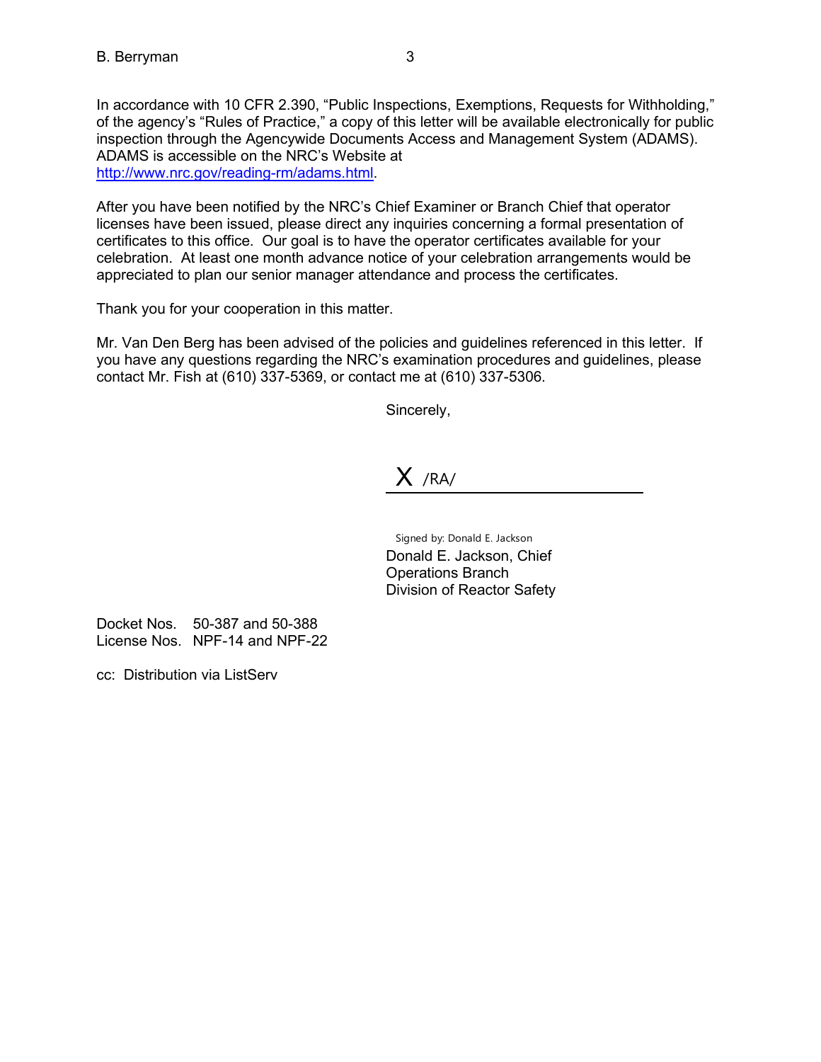In accordance with 10 CFR 2.390, “Public Inspections, Exemptions, Requests for Withholding,” of the agency’s “Rules of Practice,” a copy of this letter will be available electronically for public inspection through the Agencywide Documents Access and Management System (ADAMS). ADAMS is accessible on the NRC’s Website at http://www.nrc.gov/reading-rm/adams.html.

After you have been notified by the NRC’s Chief Examiner or Branch Chief that operator licenses have been issued, please direct any inquiries concerning a formal presentation of certificates to this office. Our goal is to have the operator certificates available for your celebration. At least one month advance notice of your celebration arrangements would be appreciated to plan our senior manager attendance and process the certificates.

Thank you for your cooperation in this matter.

Mr. Van Den Berg has been advised of the policies and guidelines referenced in this letter. If you have any questions regarding the NRC’s examination procedures and guidelines, please contact Mr. Fish at (610) 337-5369, or contact me at (610) 337-5306.

Sincerely,

X /RA/

Signed by: Donald E. Jackson
Donald E. Jackson, Chief
Operations Branch
Division of Reactor Safety

Docket Nos. 50-387 and 50-388
License Nos. NPF-14 and NPF-22

cc: Distribution via ListServ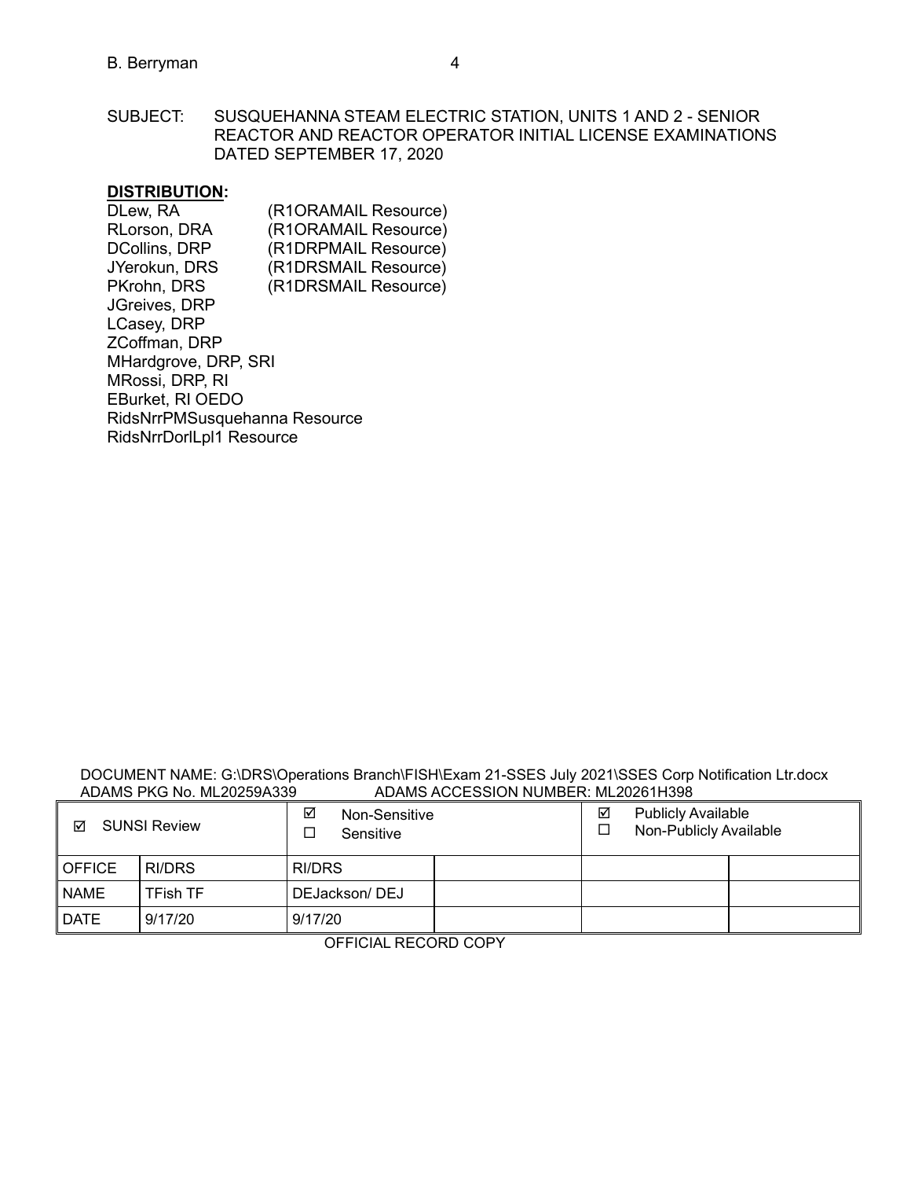SUBJECT: SUSQUEHANNA STEAM ELECTRIC STATION, UNITS 1 AND 2 - SENIOR REACTOR AND REACTOR OPERATOR INITIAL LICENSE EXAMINATIONS DATED SEPTEMBER 17, 2020

**DISTRIBUTION:**

DLew, RA (R1ORAMAIL Resource)
RLorson, DRA (R1ORAMAIL Resource)
DCollins, DRP (R1DRPMAIL Resource)
JYerokun, DRS (R1DRSMAIL Resource)
PKrohn, DRS (R1DRSMAIL Resource)
JGreives, DRP
LCasey, DRP
ZCoffman, DRP
MHardgrove, DRP, SRI
MRossi, DRP, RI
EBurket, RI OEDO
RidsNrrPMSusquehanna Resource
RidsNrrDorlLpl1 Resource

DOCUMENT NAME: G:\DRS\Operations Branch\FISH\Exam 21-SSES July 2021\SSES Corp Notification Ltr.docx
ADAMS PKG No. ML20259A339 ADAMS ACCESSION NUMBER: ML20261H398

| ☑ SUNSI Review | | ☑ Non-Sensitive ☐ Sensitive | | ☑ Publicly Available ☐ Non-Publicly Available | |
|---|---|---|---|---|---|
| OFFICE | RI/DRS | RI/DRS | | | |
| NAME | TFish TF | DEJackson/ DEJ | | | |
| DATE | 9/17/20 | 9/17/20 | | | |

OFFICIAL RECORD COPY